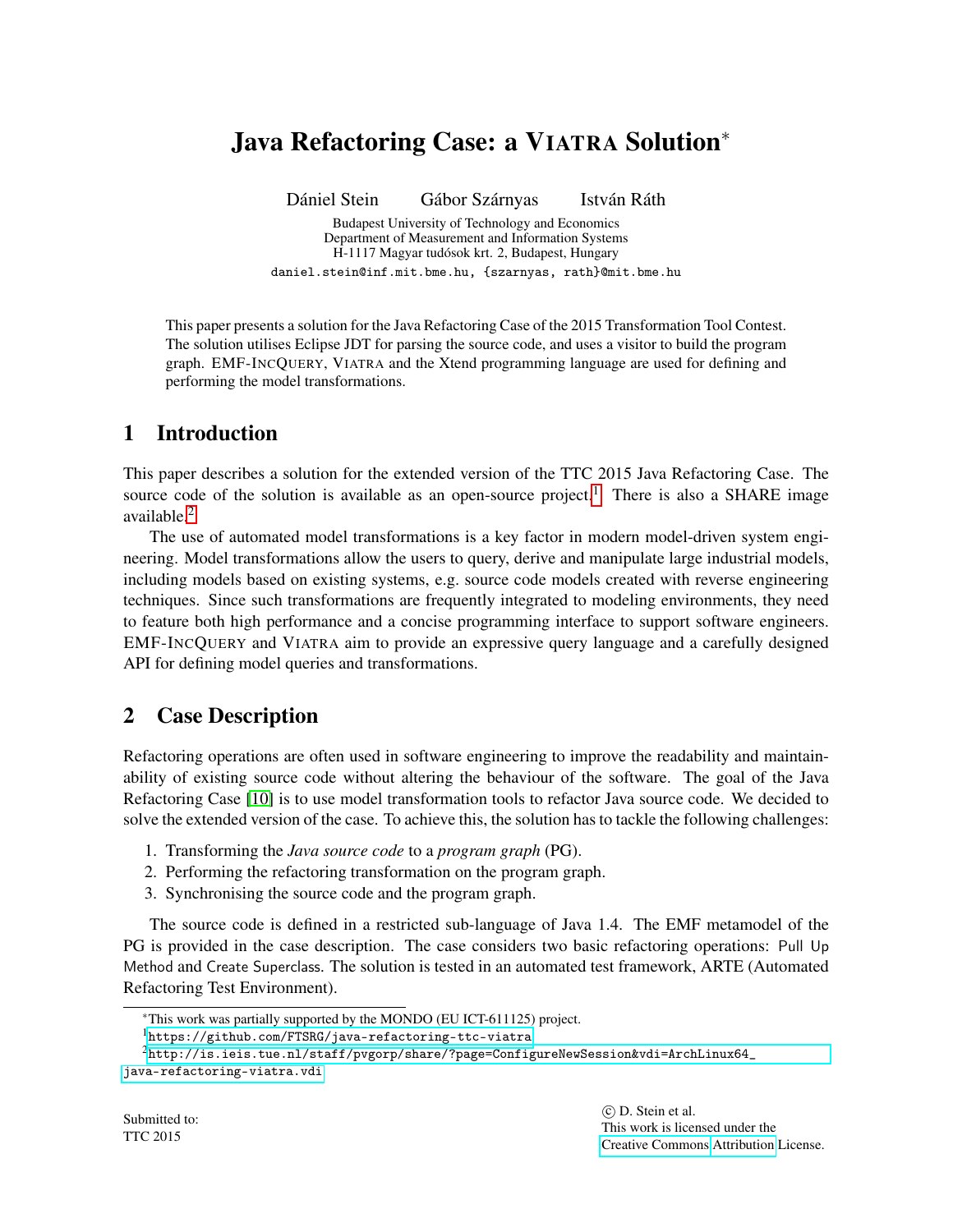# Java Refactoring Case: a VIATRA Solution*

Dániel Stein Gábor Szárnyas István Ráth

Budapest University of Technology and Economics
Department of Measurement and Information Systems
H-1117 Magyar tudósok krt. 2, Budapest, Hungary
daniel.stein@inf.mit.bme.hu, {szarnyas, rath}@mit.bme.hu

This paper presents a solution for the Java Refactoring Case of the 2015 Transformation Tool Contest. The solution utilises Eclipse JDT for parsing the source code, and uses a visitor to build the program graph. EMF-INCQUERY, VIATRA and the Xtend programming language are used for defining and performing the model transformations.

## 1 Introduction

This paper describes a solution for the extended version of the TTC 2015 Java Refactoring Case. The source code of the solution is available as an open-source project.[1] There is also a SHARE image available.[2]

The use of automated model transformations is a key factor in modern model-driven system engineering. Model transformations allow the users to query, derive and manipulate large industrial models, including models based on existing systems, e.g. source code models created with reverse engineering techniques. Since such transformations are frequently integrated to modeling environments, they need to feature both high performance and a concise programming interface to support software engineers. EMF-INCQUERY and VIATRA aim to provide an expressive query language and a carefully designed API for defining model queries and transformations.

## 2 Case Description

Refactoring operations are often used in software engineering to improve the readability and maintainability of existing source code without altering the behaviour of the software. The goal of the Java Refactoring Case [10] is to use model transformation tools to refactor Java source code. We decided to solve the extended version of the case. To achieve this, the solution has to tackle the following challenges:

1. Transforming the *Java source code* to a *program graph* (PG).
2. Performing the refactoring transformation on the program graph.
3. Synchronising the source code and the program graph.

The source code is defined in a restricted sub-language of Java 1.4. The EMF metamodel of the PG is provided in the case description. The case considers two basic refactoring operations: Pull Up Method and Create Superclass. The solution is tested in an automated test framework, ARTE (Automated Refactoring Test Environment).

*This work was partially supported by the MONDO (EU ICT-611125) project.

[1] https://github.com/FTSRG/java-refactoring-ttc-viatra

[2] http://is.ieis.tue.nl/staff/pvgorp/share/?page=ConfigureNewSession&vdi=ArchLinux64_java-refactoring-viatra.vdi

Submitted to:
TTC 2015

© D. Stein et al.
This work is licensed under the Creative Commons Attribution License.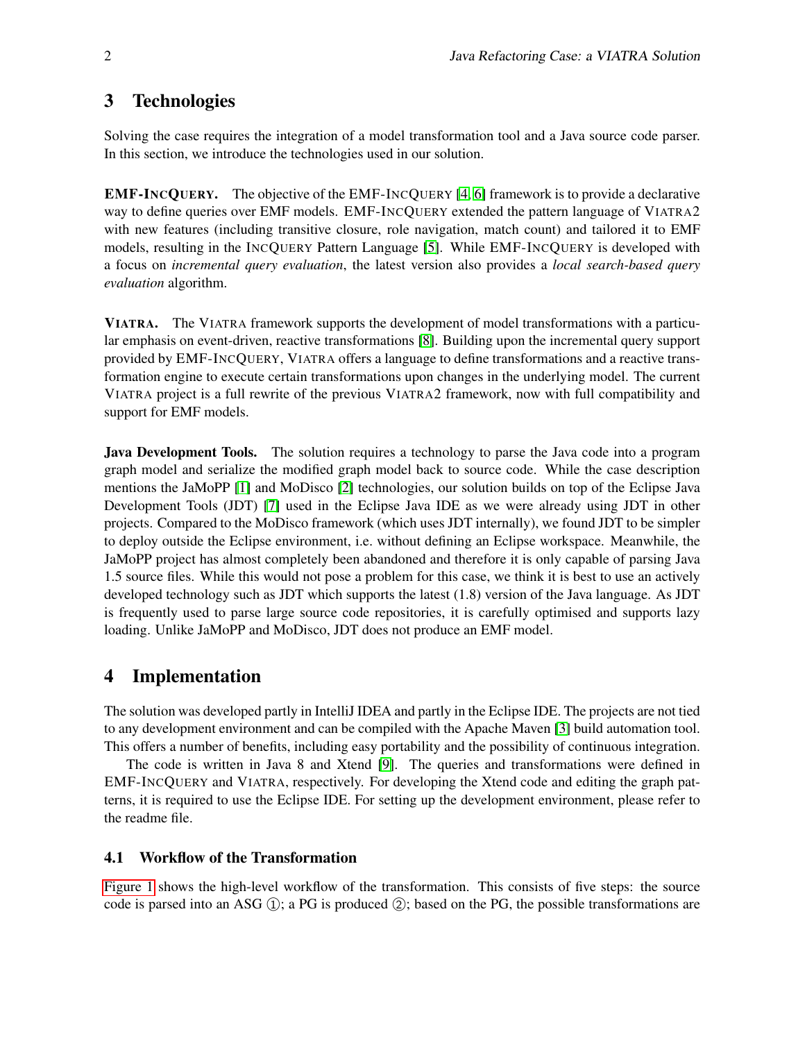## 3 Technologies

Solving the case requires the integration of a model transformation tool and a Java source code parser. In this section, we introduce the technologies used in our solution.

**EMF-IncQuery.** The objective of the EMF-IncQuery [4, 6] framework is to provide a declarative way to define queries over EMF models. EMF-IncQuery extended the pattern language of VIATRA2 with new features (including transitive closure, role navigation, match count) and tailored it to EMF models, resulting in the IncQuery Pattern Language [5]. While EMF-IncQuery is developed with a focus on *incremental query evaluation*, the latest version also provides a *local search-based query evaluation* algorithm.

**VIATRA.** The VIATRA framework supports the development of model transformations with a particular emphasis on event-driven, reactive transformations [8]. Building upon the incremental query support provided by EMF-IncQuery, VIATRA offers a language to define transformations and a reactive transformation engine to execute certain transformations upon changes in the underlying model. The current VIATRA project is a full rewrite of the previous VIATRA2 framework, now with full compatibility and support for EMF models.

**Java Development Tools.** The solution requires a technology to parse the Java code into a program graph model and serialize the modified graph model back to source code. While the case description mentions the JaMoPP [1] and MoDisco [2] technologies, our solution builds on top of the Eclipse Java Development Tools (JDT) [7] used in the Eclipse Java IDE as we were already using JDT in other projects. Compared to the MoDisco framework (which uses JDT internally), we found JDT to be simpler to deploy outside the Eclipse environment, i.e. without defining an Eclipse workspace. Meanwhile, the JaMoPP project has almost completely been abandoned and therefore it is only capable of parsing Java 1.5 source files. While this would not pose a problem for this case, we think it is best to use an actively developed technology such as JDT which supports the latest (1.8) version of the Java language. As JDT is frequently used to parse large source code repositories, it is carefully optimised and supports lazy loading. Unlike JaMoPP and MoDisco, JDT does not produce an EMF model.

## 4 Implementation

The solution was developed partly in IntelliJ IDEA and partly in the Eclipse IDE. The projects are not tied to any development environment and can be compiled with the Apache Maven [3] build automation tool. This offers a number of benefits, including easy portability and the possibility of continuous integration.

The code is written in Java 8 and Xtend [9]. The queries and transformations were defined in EMF-IncQuery and VIATRA, respectively. For developing the Xtend code and editing the graph patterns, it is required to use the Eclipse IDE. For setting up the development environment, please refer to the readme file.

### 4.1 Workflow of the Transformation

Figure 1 shows the high-level workflow of the transformation. This consists of five steps: the source code is parsed into an ASG ①; a PG is produced ②; based on the PG, the possible transformations are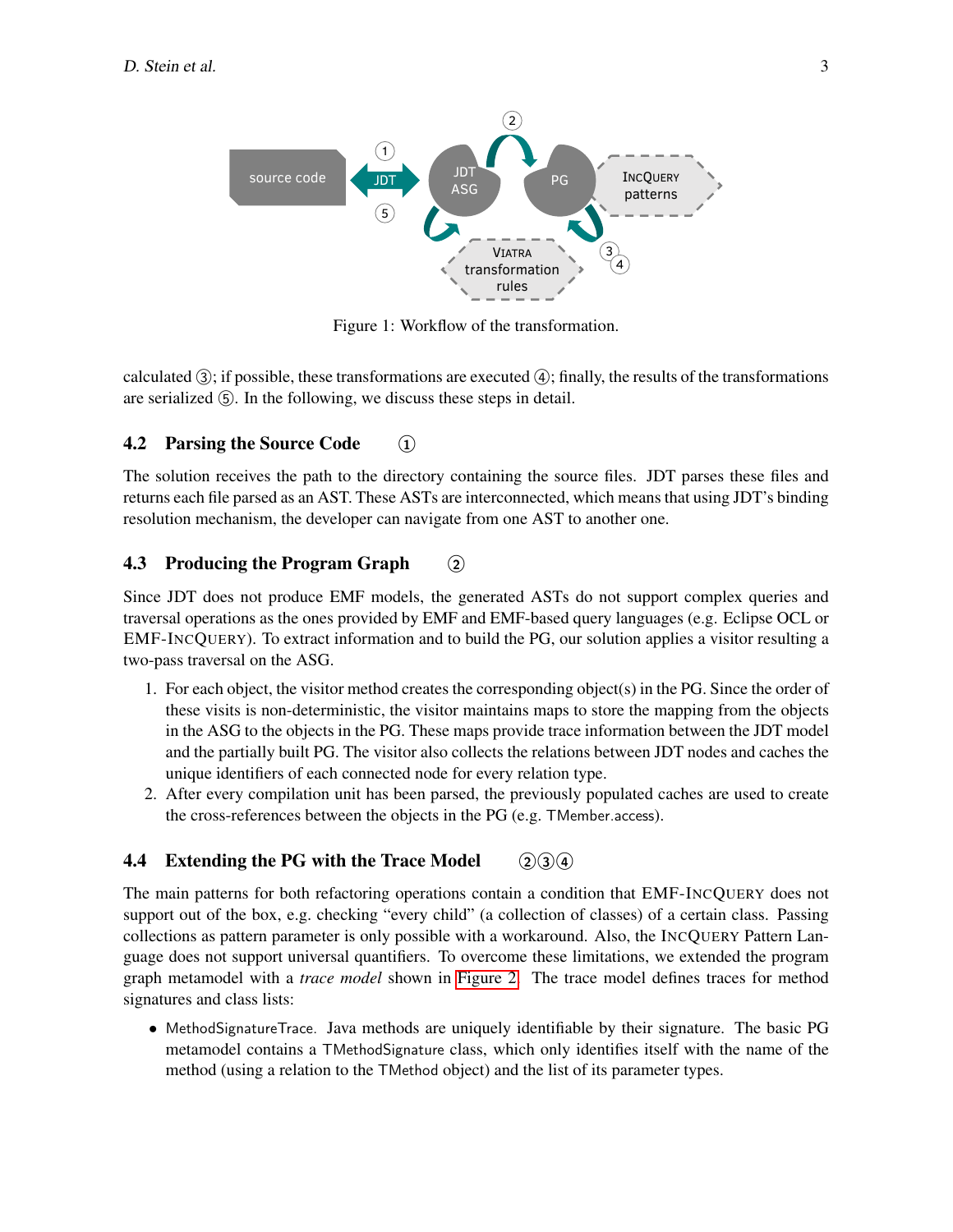Figure 1: Workflow of the transformation.

calculated ③; if possible, these transformations are executed ④; finally, the results of the transformations are serialized ⑤. In the following, we discuss these steps in detail.

## 4.2 Parsing the Source Code ①

The solution receives the path to the directory containing the source files. JDT parses these files and returns each file parsed as an AST. These ASTs are interconnected, which means that using JDT's binding resolution mechanism, the developer can navigate from one AST to another one.

## 4.3 Producing the Program Graph ②

Since JDT does not produce EMF models, the generated ASTs do not support complex queries and traversal operations as the ones provided by EMF and EMF-based query languages (e.g. Eclipse OCL or EMF-IncQuery). To extract information and to build the PG, our solution applies a visitor resulting a two-pass traversal on the ASG.

1. For each object, the visitor method creates the corresponding object(s) in the PG. Since the order of these visits is non-deterministic, the visitor maintains maps to store the mapping from the objects in the ASG to the objects in the PG. These maps provide trace information between the JDT model and the partially built PG. The visitor also collects the relations between JDT nodes and caches the unique identifiers of each connected node for every relation type.
2. After every compilation unit has been parsed, the previously populated caches are used to create the cross-references between the objects in the PG (e.g. TMember.access).

## 4.4 Extending the PG with the Trace Model ②③④

The main patterns for both refactoring operations contain a condition that EMF-IncQuery does not support out of the box, e.g. checking "every child" (a collection of classes) of a certain class. Passing collections as pattern parameter is only possible with a workaround. Also, the IncQuery Pattern Language does not support universal quantifiers. To overcome these limitations, we extended the program graph metamodel with a *trace model* shown in Figure 2. The trace model defines traces for method signatures and class lists:

- MethodSignatureTrace. Java methods are uniquely identifiable by their signature. The basic PG metamodel contains a TMethodSignature class, which only identifies itself with the name of the method (using a relation to the TMethod object) and the list of its parameter types.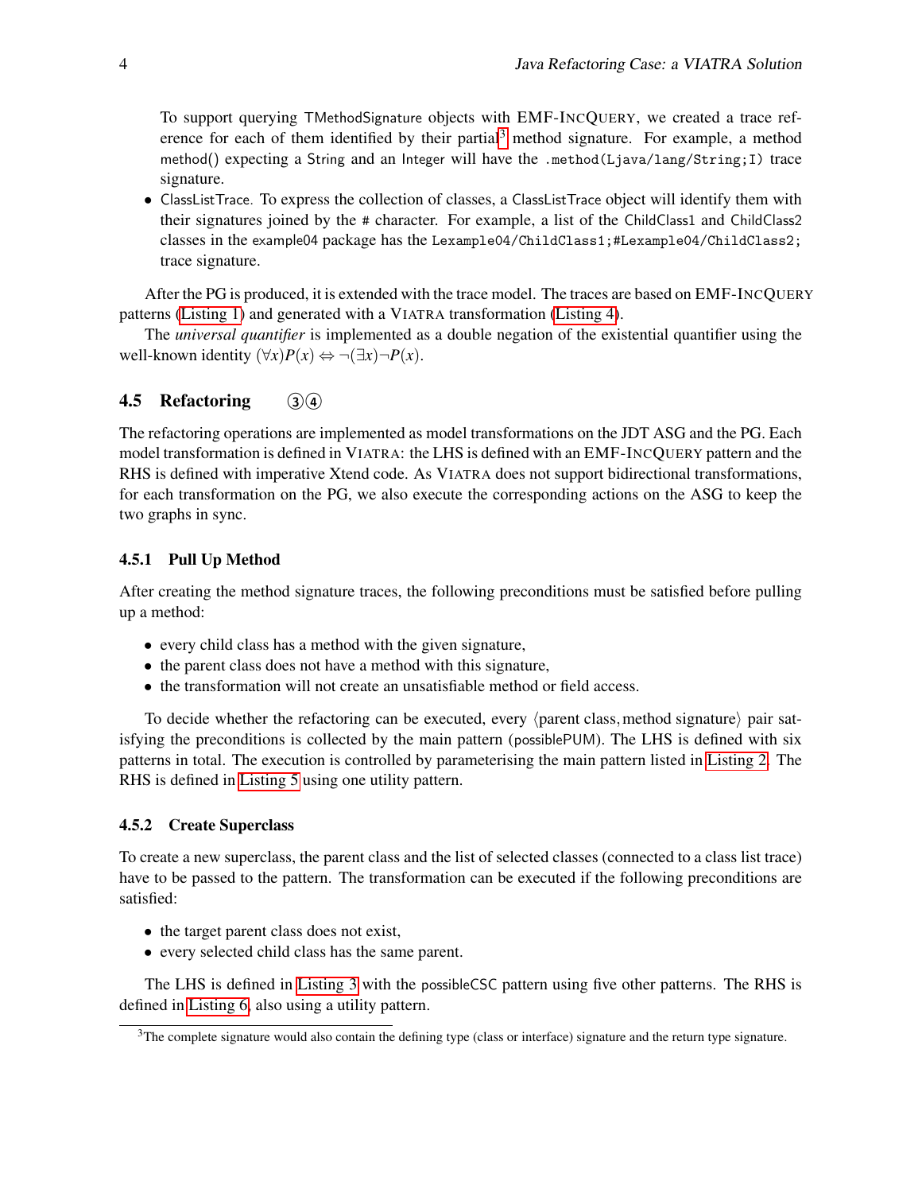To support querying TMethodSignature objects with EMF-IncQuery, we created a trace reference for each of them identified by their partial[3] method signature. For example, a method method() expecting a String and an Integer will have the `.method(Ljava/lang/String;I)` trace signature.

- ClassListTrace. To express the collection of classes, a ClassListTrace object will identify them with their signatures joined by the # character. For example, a list of the ChildClass1 and ChildClass2 classes in the example04 package has the `Lexample04/ChildClass1;#Lexample04/ChildClass2;` trace signature.

After the PG is produced, it is extended with the trace model. The traces are based on EMF-IncQuery patterns (Listing 1) and generated with a Viatra transformation (Listing 4).

The *universal quantifier* is implemented as a double negation of the existential quantifier using the well-known identity $(\forall x)P(x) \Leftrightarrow \neg(\exists x)\neg P(x)$.

### 4.5 Refactoring ③④

The refactoring operations are implemented as model transformations on the JDT ASG and the PG. Each model transformation is defined in Viatra: the LHS is defined with an EMF-IncQuery pattern and the RHS is defined with imperative Xtend code. As Viatra does not support bidirectional transformations, for each transformation on the PG, we also execute the corresponding actions on the ASG to keep the two graphs in sync.

#### 4.5.1 Pull Up Method

After creating the method signature traces, the following preconditions must be satisfied before pulling up a method:

- every child class has a method with the given signature,
- the parent class does not have a method with this signature,
- the transformation will not create an unsatisfiable method or field access.

To decide whether the refactoring can be executed, every $\langle$parent class, method signature$\rangle$ pair satisfying the preconditions is collected by the main pattern (possiblePUM). The LHS is defined with six patterns in total. The execution is controlled by parameterising the main pattern listed in Listing 2. The RHS is defined in Listing 5 using one utility pattern.

#### 4.5.2 Create Superclass

To create a new superclass, the parent class and the list of selected classes (connected to a class list trace) have to be passed to the pattern. The transformation can be executed if the following preconditions are satisfied:

- the target parent class does not exist,
- every selected child class has the same parent.

The LHS is defined in Listing 3 with the possibleCSC pattern using five other patterns. The RHS is defined in Listing 6, also using a utility pattern.

[3] The complete signature would also contain the defining type (class or interface) signature and the return type signature.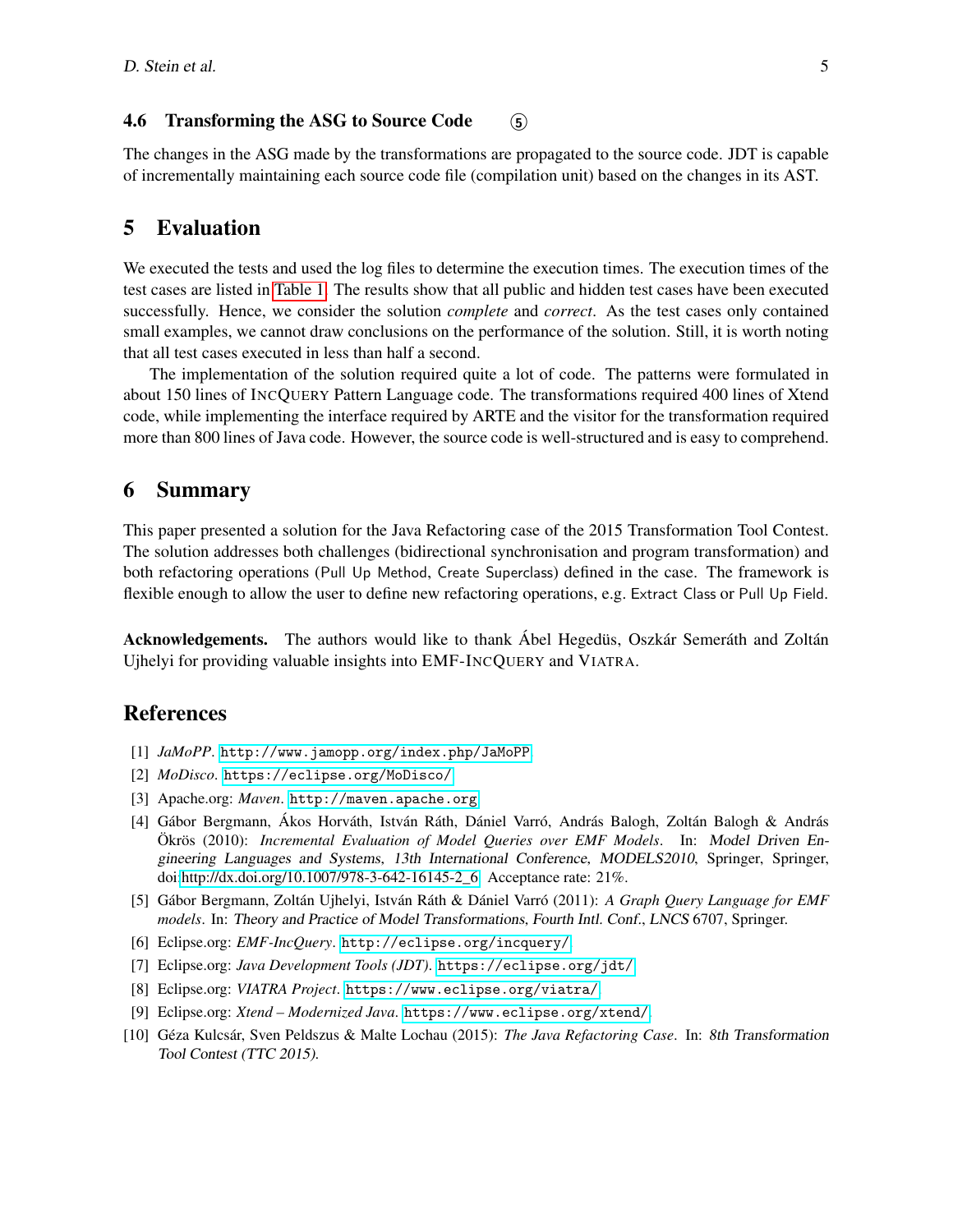### 4.6 Transforming the ASG to Source Code ⑤

The changes in the ASG made by the transformations are propagated to the source code. JDT is capable of incrementally maintaining each source code file (compilation unit) based on the changes in its AST.

## 5 Evaluation

We executed the tests and used the log files to determine the execution times. The execution times of the test cases are listed in Table 1. The results show that all public and hidden test cases have been executed successfully. Hence, we consider the solution *complete* and *correct*. As the test cases only contained small examples, we cannot draw conclusions on the performance of the solution. Still, it is worth noting that all test cases executed in less than half a second.

The implementation of the solution required quite a lot of code. The patterns were formulated in about 150 lines of INCQUERY Pattern Language code. The transformations required 400 lines of Xtend code, while implementing the interface required by ARTE and the visitor for the transformation required more than 800 lines of Java code. However, the source code is well-structured and is easy to comprehend.

## 6 Summary

This paper presented a solution for the Java Refactoring case of the 2015 Transformation Tool Contest. The solution addresses both challenges (bidirectional synchronisation and program transformation) and both refactoring operations (Pull Up Method, Create Superclass) defined in the case. The framework is flexible enough to allow the user to define new refactoring operations, e.g. Extract Class or Pull Up Field.

**Acknowledgements.** The authors would like to thank Ábel Hegedüs, Oszkár Semeráth and Zoltán Ujhelyi for providing valuable insights into EMF-INCQUERY and VIATRA.

## References

[1] *JaMoPP*. http://www.jamopp.org/index.php/JaMoPP.

[2] *MoDisco*. https://eclipse.org/MoDisco/.

[3] Apache.org: *Maven*. http://maven.apache.org.

[4] Gábor Bergmann, Ákos Horváth, István Ráth, Dániel Varró, András Balogh, Zoltán Balogh & András Ökrös (2010): *Incremental Evaluation of Model Queries over EMF Models*. In: Model Driven Engineering Languages and Systems, 13th International Conference, MODELS2010, Springer, Springer, doi:http://dx.doi.org/10.1007/978-3-642-16145-2_6. Acceptance rate: 21%.

[5] Gábor Bergmann, Zoltán Ujhelyi, István Ráth & Dániel Varró (2011): *A Graph Query Language for EMF models*. In: Theory and Practice of Model Transformations, Fourth Intl. Conf., LNCS 6707, Springer.

[6] Eclipse.org: *EMF-IncQuery*. http://eclipse.org/incquery/.

[7] Eclipse.org: *Java Development Tools (JDT)*. https://eclipse.org/jdt/.

[8] Eclipse.org: *VIATRA Project*. https://www.eclipse.org/viatra/.

[9] Eclipse.org: *Xtend – Modernized Java*. https://www.eclipse.org/xtend/.

[10] Géza Kulcsár, Sven Peldszus & Malte Lochau (2015): *The Java Refactoring Case*. In: 8th Transformation Tool Contest (TTC 2015).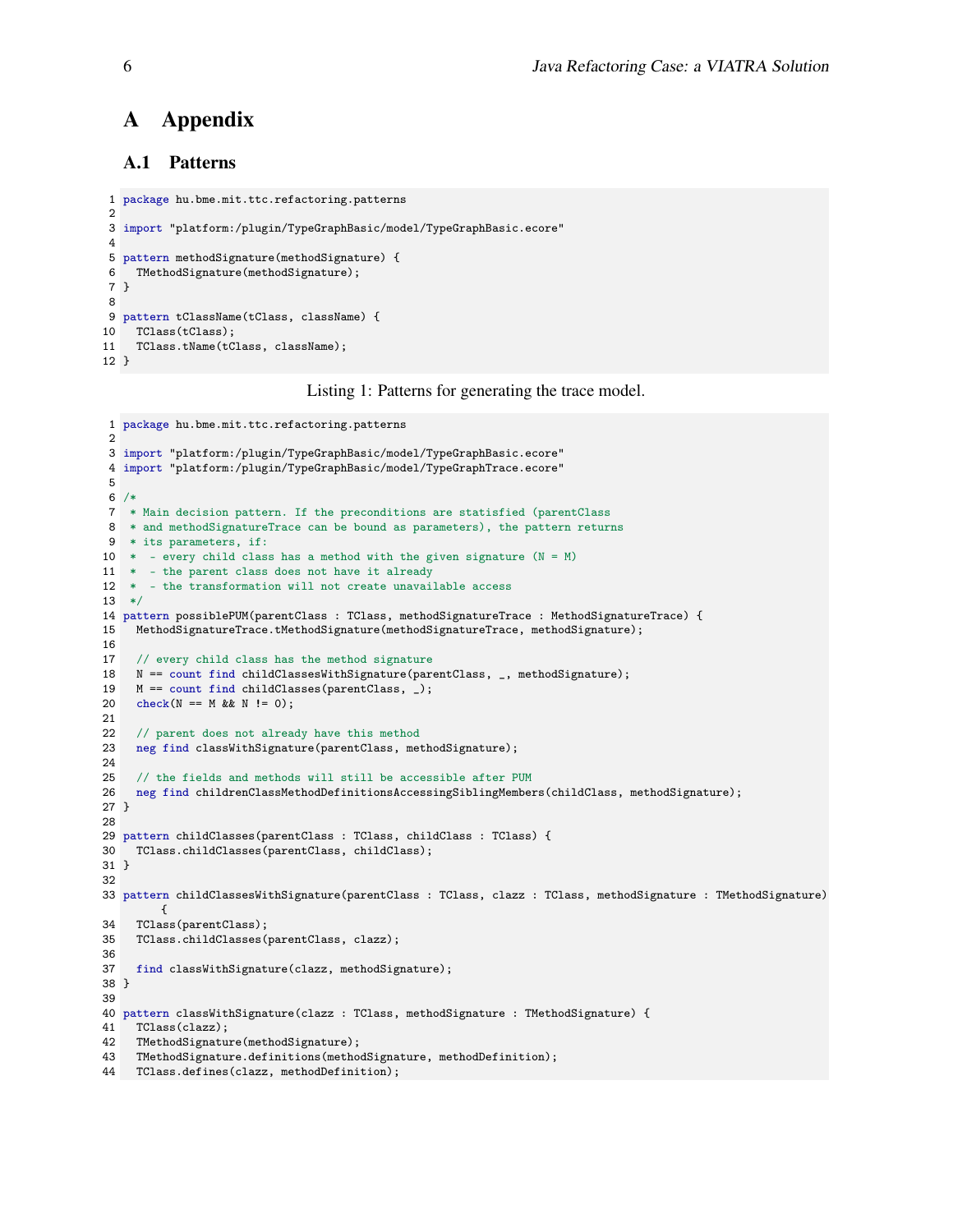# A Appendix

## A.1 Patterns

```
package hu.bme.mit.ttc.refactoring.patterns

import "platform:/plugin/TypeGraphBasic/model/TypeGraphBasic.ecore"

pattern methodSignature(methodSignature) {
  TMethodSignature(methodSignature);
}

pattern tClassName(tClass, className) {
  TClass(tClass);
  TClass.tName(tClass, className);
}
```

Listing 1: Patterns for generating the trace model.

```
package hu.bme.mit.ttc.refactoring.patterns

import "platform:/plugin/TypeGraphBasic/model/TypeGraphBasic.ecore"
import "platform:/plugin/TypeGraphBasic/model/TypeGraphTrace.ecore"

/*
 * Main decision pattern. If the preconditions are statisfied (parentClass
 * and methodSignatureTrace can be bound as parameters), the pattern returns
 * its parameters, if:
 *  - every child class has a method with the given signature (N = M)
 *  - the parent class does not have it already
 *  - the transformation will not create unavailable access
 */
pattern possiblePUM(parentClass : TClass, methodSignatureTrace : MethodSignatureTrace) {
  MethodSignatureTrace.tMethodSignature(methodSignatureTrace, methodSignature);

  // every child class has the method signature
  N == count find childClassesWithSignature(parentClass, _, methodSignature);
  M == count find childClasses(parentClass, _);
  check(N == M && N != 0);

  // parent does not already have this method
  neg find classWithSignature(parentClass, methodSignature);

  // the fields and methods will still be accessible after PUM
  neg find childrenClassMethodDefinitionsAccessingSiblingMembers(childClass, methodSignature);
}

pattern childClasses(parentClass : TClass, childClass : TClass) {
  TClass.childClasses(parentClass, childClass);
}

pattern childClassesWithSignature(parentClass : TClass, clazz : TClass, methodSignature : TMethodSignature)
    {
  TClass(parentClass);
  TClass.childClasses(parentClass, clazz);

  find classWithSignature(clazz, methodSignature);
}

pattern classWithSignature(clazz : TClass, methodSignature : TMethodSignature) {
  TClass(clazz);
  TMethodSignature(methodSignature);
  TMethodSignature.definitions(methodSignature, methodDefinition);
  TClass.defines(clazz, methodDefinition);
```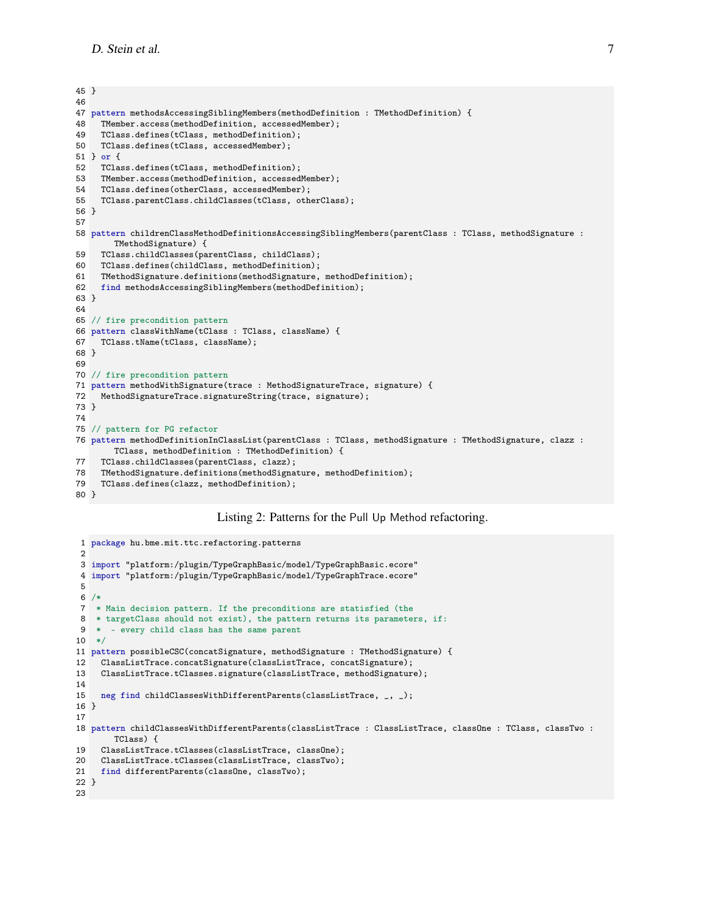```
45 }
46
47 pattern methodsAccessingSiblingMembers(methodDefinition : TMethodDefinition) {
48   TMember.access(methodDefinition, accessedMember);
49   TClass.defines(tClass, methodDefinition);
50   TClass.defines(tClass, accessedMember);
51 } or {
52   TClass.defines(tClass, methodDefinition);
53   TMember.access(methodDefinition, accessedMember);
54   TClass.defines(otherClass, accessedMember);
55   TClass.parentClass.childClasses(tClass, otherClass);
56 }
57
58 pattern childrenClassMethodDefinitionsAccessingSiblingMembers(parentClass : TClass, methodSignature :
       TMethodSignature) {
59   TClass.childClasses(parentClass, childClass);
60   TClass.defines(childClass, methodDefinition);
61   TMethodSignature.definitions(methodSignature, methodDefinition);
62   find methodsAccessingSiblingMembers(methodDefinition);
63 }
64
65 // fire precondition pattern
66 pattern classWithName(tClass : TClass, className) {
67   TClass.tName(tClass, className);
68 }
69
70 // fire precondition pattern
71 pattern methodWithSignature(trace : MethodSignatureTrace, signature) {
72   MethodSignatureTrace.signatureString(trace, signature);
73 }
74
75 // pattern for PG refactor
76 pattern methodDefinitionInClassList(parentClass : TClass, methodSignature : TMethodSignature, clazz :
       TClass, methodDefinition : TMethodDefinition) {
77   TClass.childClasses(parentClass, clazz);
78   TMethodSignature.definitions(methodSignature, methodDefinition);
79   TClass.defines(clazz, methodDefinition);
80 }
```

Listing 2: Patterns for the Pull Up Method refactoring.

```
1 package hu.bme.mit.ttc.refactoring.patterns
2
3 import "platform:/plugin/TypeGraphBasic/model/TypeGraphBasic.ecore"
4 import "platform:/plugin/TypeGraphBasic/model/TypeGraphTrace.ecore"
5
6 /*
7  * Main decision pattern. If the preconditions are statisfied (the
8  * targetClass should not exist), the pattern returns its parameters, if:
9  *  - every child class has the same parent
10  */
11 pattern possibleCSC(concatSignature, methodSignature : TMethodSignature) {
12   ClassListTrace.concatSignature(classListTrace, concatSignature);
13   ClassListTrace.tClasses.signature(classListTrace, methodSignature);
14
15   neg find childClassesWithDifferentParents(classListTrace, _, _);
16 }
17
18 pattern childClassesWithDifferentParents(classListTrace : ClassListTrace, classOne : TClass, classTwo :
       TClass) {
19   ClassListTrace.tClasses(classListTrace, classOne);
20   ClassListTrace.tClasses(classListTrace, classTwo);
21   find differentParents(classOne, classTwo);
22 }
23
```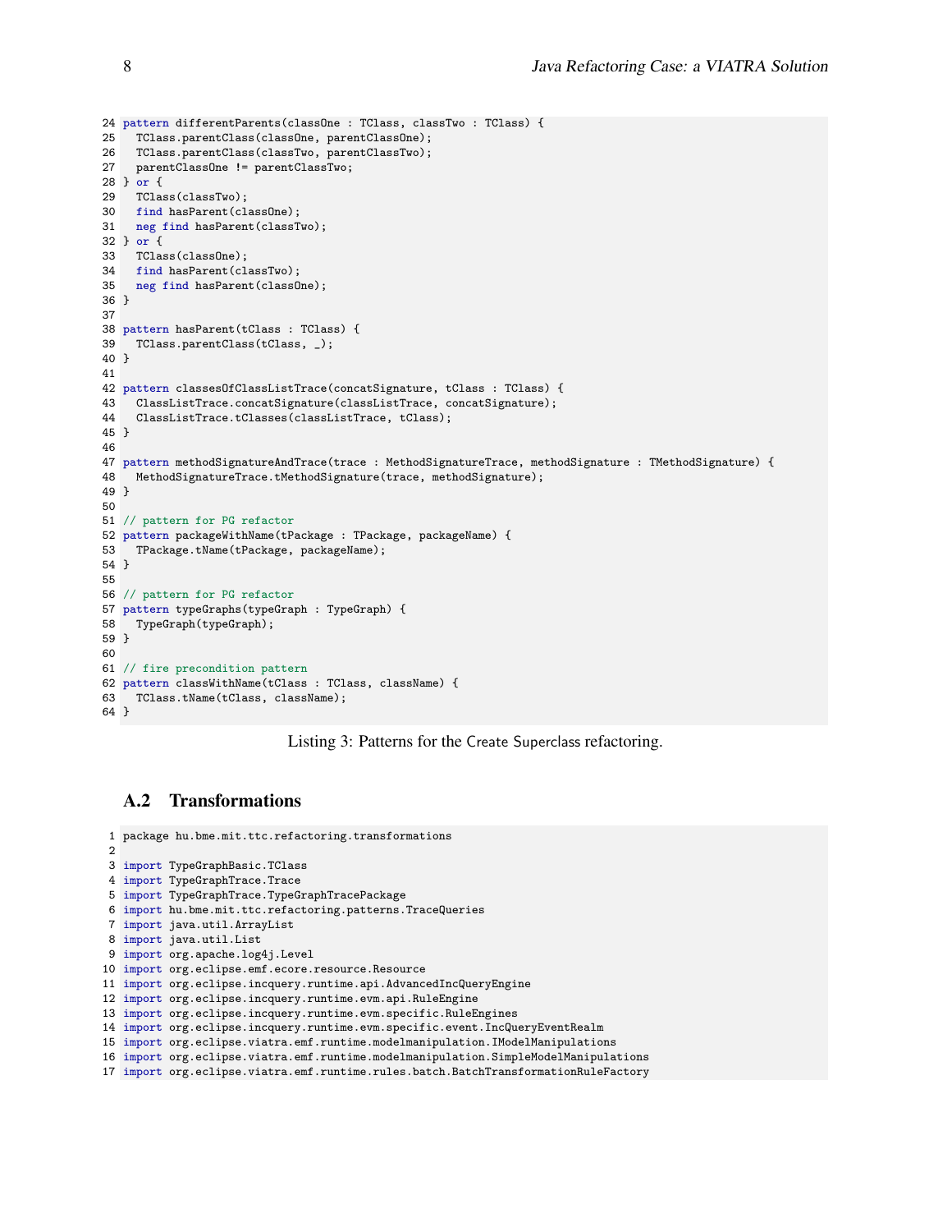```
24 pattern differentParents(classOne : TClass, classTwo : TClass) {
25   TClass.parentClass(classOne, parentClassOne);
26   TClass.parentClass(classTwo, parentClassTwo);
27   parentClassOne != parentClassTwo;
28 } or {
29   TClass(classTwo);
30   find hasParent(classOne);
31   neg find hasParent(classTwo);
32 } or {
33   TClass(classOne);
34   find hasParent(classTwo);
35   neg find hasParent(classOne);
36 }
37
38 pattern hasParent(tClass : TClass) {
39   TClass.parentClass(tClass, _);
40 }
41
42 pattern classesOfClassListTrace(concatSignature, tClass : TClass) {
43   ClassListTrace.concatSignature(classListTrace, concatSignature);
44   ClassListTrace.tClasses(classListTrace, tClass);
45 }
46
47 pattern methodSignatureAndTrace(trace : MethodSignatureTrace, methodSignature : TMethodSignature) {
48   MethodSignatureTrace.tMethodSignature(trace, methodSignature);
49 }
50
51 // pattern for PG refactor
52 pattern packageWithName(tPackage : TPackage, packageName) {
53   TPackage.tName(tPackage, packageName);
54 }
55
56 // pattern for PG refactor
57 pattern typeGraphs(typeGraph : TypeGraph) {
58   TypeGraph(typeGraph);
59 }
60
61 // fire precondition pattern
62 pattern classWithName(tClass : TClass, className) {
63   TClass.tName(tClass, className);
64 }
```

Listing 3: Patterns for the Create Superclass refactoring.

## A.2 Transformations

```
1  package hu.bme.mit.ttc.refactoring.transformations
2
3  import TypeGraphBasic.TClass
4  import TypeGraphTrace.Trace
5  import TypeGraphTrace.TypeGraphTracePackage
6  import hu.bme.mit.ttc.refactoring.patterns.TraceQueries
7  import java.util.ArrayList
8  import java.util.List
9  import org.apache.log4j.Level
10 import org.eclipse.emf.ecore.resource.Resource
11 import org.eclipse.incquery.runtime.api.AdvancedIncQueryEngine
12 import org.eclipse.incquery.runtime.evm.api.RuleEngine
13 import org.eclipse.incquery.runtime.evm.specific.RuleEngines
14 import org.eclipse.incquery.runtime.evm.specific.event.IncQueryEventRealm
15 import org.eclipse.viatra.emf.runtime.modelmanipulation.IModelManipulations
16 import org.eclipse.viatra.emf.runtime.modelmanipulation.SimpleModelManipulations
17 import org.eclipse.viatra.emf.runtime.rules.batch.BatchTransformationRuleFactory
```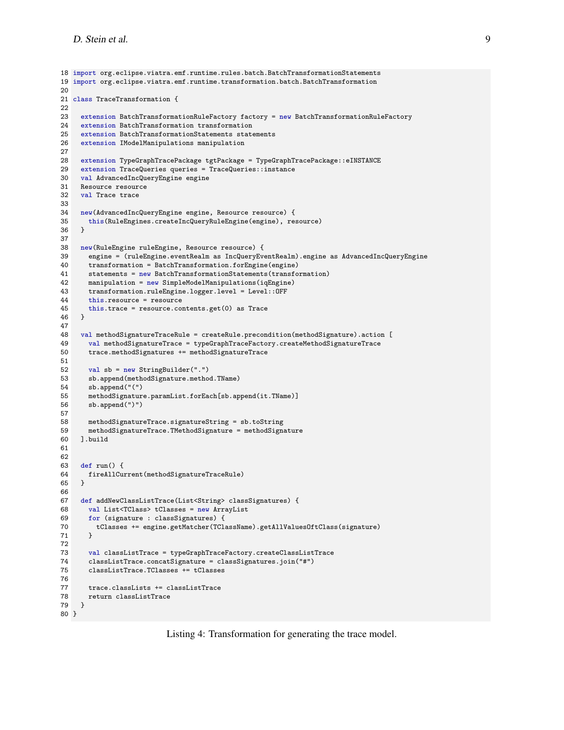```
18 import org.eclipse.viatra.emf.runtime.rules.batch.BatchTransformationStatements
19 import org.eclipse.viatra.emf.runtime.transformation.batch.BatchTransformation
20
21 class TraceTransformation {
22
23   extension BatchTransformationRuleFactory factory = new BatchTransformationRuleFactory
24   extension BatchTransformation transformation
25   extension BatchTransformationStatements statements
26   extension IModelManipulations manipulation
27
28   extension TypeGraphTracePackage tgtPackage = TypeGraphTracePackage::eINSTANCE
29   extension TraceQueries queries = TraceQueries::instance
30   val AdvancedIncQueryEngine engine
31   Resource resource
32   val Trace trace
33
34   new(AdvancedIncQueryEngine engine, Resource resource) {
35     this(RuleEngines.createIncQueryRuleEngine(engine), resource)
36   }
37
38   new(RuleEngine ruleEngine, Resource resource) {
39     engine = (ruleEngine.eventRealm as IncQueryEventRealm).engine as AdvancedIncQueryEngine
40     transformation = BatchTransformation.forEngine(engine)
41     statements = new BatchTransformationStatements(transformation)
42     manipulation = new SimpleModelManipulations(iqEngine)
43     transformation.ruleEngine.logger.level = Level::OFF
44     this.resource = resource
45     this.trace = resource.contents.get(0) as Trace
46   }
47
48   val methodSignatureTraceRule = createRule.precondition(methodSignature).action [
49     val methodSignatureTrace = typeGraphTraceFactory.createMethodSignatureTrace
50     trace.methodSignatures += methodSignatureTrace
51
52     val sb = new StringBuilder(".")
53     sb.append(methodSignature.method.TName)
54     sb.append("(")
55     methodSignature.paramList.forEach[sb.append(it.TName)]
56     sb.append(")")
57
58     methodSignatureTrace.signatureString = sb.toString
59     methodSignatureTrace.TMethodSignature = methodSignature
60   ].build
61
62
63   def run() {
64     fireAllCurrent(methodSignatureTraceRule)
65   }
66
67   def addNewClassListTrace(List<String> classSignatures) {
68     val List<TClass> tClasses = new ArrayList
69     for (signature : classSignatures) {
70       tClasses += engine.getMatcher(TClassName).getAllValuesOftClass(signature)
71     }
72
73     val classListTrace = typeGraphTraceFactory.createClassListTrace
74     classListTrace.concatSignature = classSignatures.join("#")
75     classListTrace.TClasses += tClasses
76
77     trace.classLists += classListTrace
78     return classListTrace
79   }
80 }
```

Listing 4: Transformation for generating the trace model.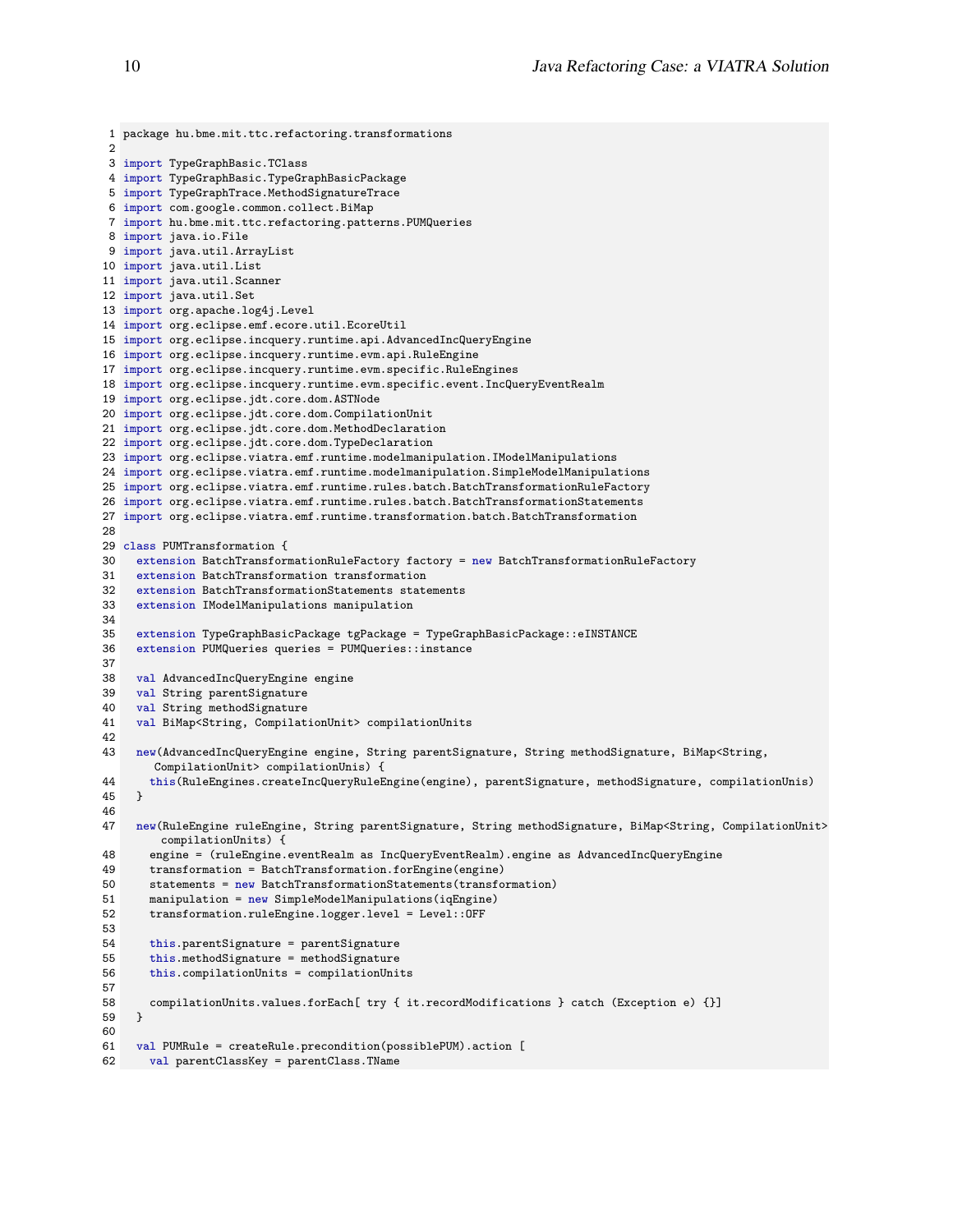```
package hu.bme.mit.ttc.refactoring.transformations

import TypeGraphBasic.TClass
import TypeGraphBasic.TypeGraphBasicPackage
import TypeGraphTrace.MethodSignatureTrace
import com.google.common.collect.BiMap
import hu.bme.mit.ttc.refactoring.patterns.PUMQueries
import java.io.File
import java.util.ArrayList
import java.util.List
import java.util.Scanner
import java.util.Set
import org.apache.log4j.Level
import org.eclipse.emf.ecore.util.EcoreUtil
import org.eclipse.incquery.runtime.api.AdvancedIncQueryEngine
import org.eclipse.incquery.runtime.evm.api.RuleEngine
import org.eclipse.incquery.runtime.evm.specific.RuleEngines
import org.eclipse.incquery.runtime.evm.specific.event.IncQueryEventRealm
import org.eclipse.jdt.core.dom.ASTNode
import org.eclipse.jdt.core.dom.CompilationUnit
import org.eclipse.jdt.core.dom.MethodDeclaration
import org.eclipse.jdt.core.dom.TypeDeclaration
import org.eclipse.viatra.emf.runtime.modelmanipulation.IModelManipulations
import org.eclipse.viatra.emf.runtime.modelmanipulation.SimpleModelManipulations
import org.eclipse.viatra.emf.runtime.rules.batch.BatchTransformationRuleFactory
import org.eclipse.viatra.emf.runtime.rules.batch.BatchTransformationStatements
import org.eclipse.viatra.emf.runtime.transformation.batch.BatchTransformation

class PUMTransformation {
  extension BatchTransformationRuleFactory factory = new BatchTransformationRuleFactory
  extension BatchTransformation transformation
  extension BatchTransformationStatements statements
  extension IModelManipulations manipulation

  extension TypeGraphBasicPackage tgPackage = TypeGraphBasicPackage::eINSTANCE
  extension PUMQueries queries = PUMQueries::instance

  val AdvancedIncQueryEngine engine
  val String parentSignature
  val String methodSignature
  val BiMap<String, CompilationUnit> compilationUnits

  new(AdvancedIncQueryEngine engine, String parentSignature, String methodSignature, BiMap<String,
      CompilationUnit> compilationUnis) {
    this(RuleEngines.createIncQueryRuleEngine(engine), parentSignature, methodSignature, compilationUnis)
  }

  new(RuleEngine ruleEngine, String parentSignature, String methodSignature, BiMap<String, CompilationUnit>
      compilationUnits) {
    engine = (ruleEngine.eventRealm as IncQueryEventRealm).engine as AdvancedIncQueryEngine
    transformation = BatchTransformation.forEngine(engine)
    statements = new BatchTransformationStatements(transformation)
    manipulation = new SimpleModelManipulations(iqEngine)
    transformation.ruleEngine.logger.level = Level::OFF

    this.parentSignature = parentSignature
    this.methodSignature = methodSignature
    this.compilationUnits = compilationUnits

    compilationUnits.values.forEach[ try { it.recordModifications } catch (Exception e) {}]
  }

  val PUMRule = createRule.precondition(possiblePUM).action [
    val parentClassKey = parentClass.TName
```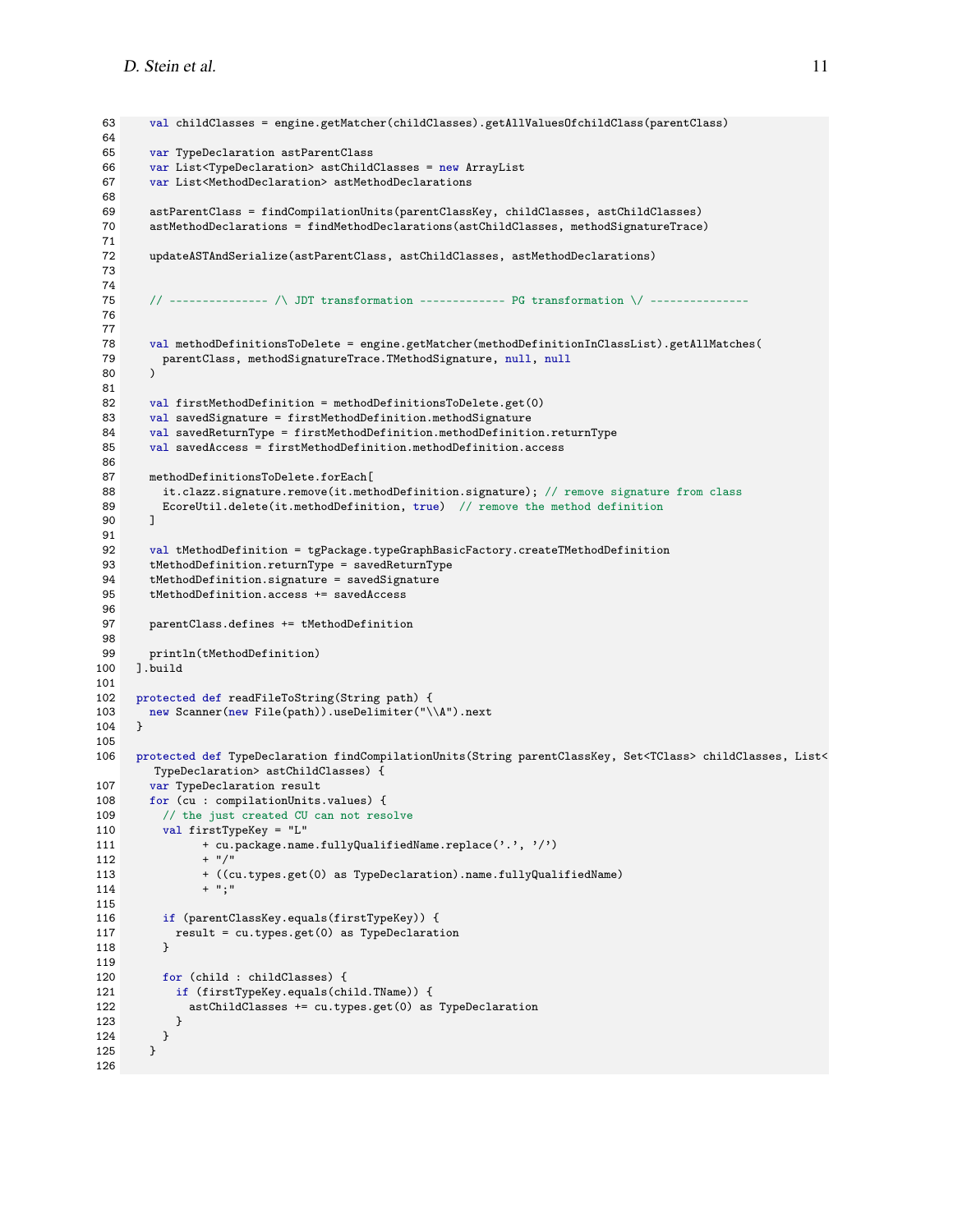```
63      val childClasses = engine.getMatcher(childClasses).getAllValuesOfchildClass(parentClass)
64
65      var TypeDeclaration astParentClass
66      var List<TypeDeclaration> astChildClasses = new ArrayList
67      var List<MethodDeclaration> astMethodDeclarations
68
69      astParentClass = findCompilationUnits(parentClassKey, childClasses, astChildClasses)
70      astMethodDeclarations = findMethodDeclarations(astChildClasses, methodSignatureTrace)
71
72      updateASTAndSerialize(astParentClass, astChildClasses, astMethodDeclarations)
73
74
75      // -------------- /\ JDT transformation ------------ PG transformation \/ --------------
76
77
78      val methodDefinitionsToDelete = engine.getMatcher(methodDefinitionInClassList).getAllMatches(
79        parentClass, methodSignatureTrace.TMethodSignature, null, null
80      )
81
82      val firstMethodDefinition = methodDefinitionsToDelete.get(0)
83      val savedSignature = firstMethodDefinition.methodSignature
84      val savedReturnType = firstMethodDefinition.methodDefinition.returnType
85      val savedAccess = firstMethodDefinition.methodDefinition.access
86
87      methodDefinitionsToDelete.forEach[
88        it.clazz.signature.remove(it.methodDefinition.signature); // remove signature from class
89        EcoreUtil.delete(it.methodDefinition, true)  // remove the method definition
90      ]
91
92      val tMethodDefinition = tgPackage.typeGraphBasicFactory.createTMethodDefinition
93      tMethodDefinition.returnType = savedReturnType
94      tMethodDefinition.signature = savedSignature
95      tMethodDefinition.access += savedAccess
96
97      parentClass.defines += tMethodDefinition
98
99      println(tMethodDefinition)
100   ].build
101
102   protected def readFileToString(String path) {
103     new Scanner(new File(path)).useDelimiter("\\A").next
104   }
105
106   protected def TypeDeclaration findCompilationUnits(String parentClassKey, Set<TClass> childClasses, List<
          TypeDeclaration> astChildClasses) {
107     var TypeDeclaration result
108     for (cu : compilationUnits.values) {
109       // the just created CU can not resolve
110       val firstTypeKey = "L"
111             + cu.package.name.fullyQualifiedName.replace('.', '/')
112             + "/"
113             + ((cu.types.get(0) as TypeDeclaration).name.fullyQualifiedName)
114             + ";"
115
116       if (parentClassKey.equals(firstTypeKey)) {
117         result = cu.types.get(0) as TypeDeclaration
118       }
119
120       for (child : childClasses) {
121         if (firstTypeKey.equals(child.TName)) {
122           astChildClasses += cu.types.get(0) as TypeDeclaration
123         }
124       }
125     }
126
```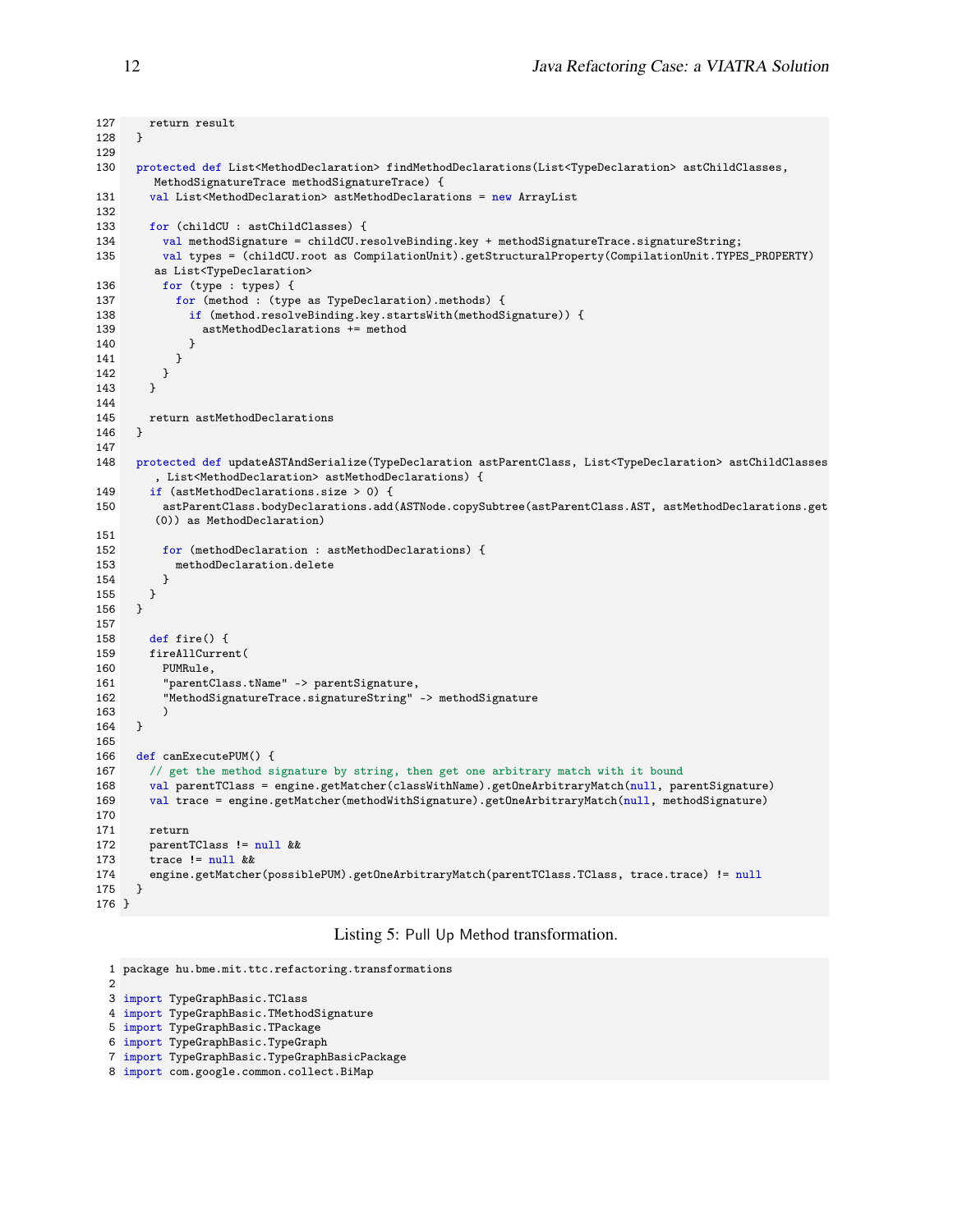```
127     return result
128   }
129
130   protected def List<MethodDeclaration> findMethodDeclarations(List<TypeDeclaration> astChildClasses,
        MethodSignatureTrace methodSignatureTrace) {
131     val List<MethodDeclaration> astMethodDeclarations = new ArrayList
132
133     for (childCU : astChildClasses) {
134       val methodSignature = childCU.resolveBinding.key + methodSignatureTrace.signatureString;
135       val types = (childCU.root as CompilationUnit).getStructuralProperty(CompilationUnit.TYPES_PROPERTY)
        as List<TypeDeclaration>
136       for (type : types) {
137         for (method : (type as TypeDeclaration).methods) {
138           if (method.resolveBinding.key.startsWith(methodSignature)) {
139             astMethodDeclarations += method
140           }
141         }
142       }
143     }
144
145     return astMethodDeclarations
146   }
147
148   protected def updateASTAndSerialize(TypeDeclaration astParentClass, List<TypeDeclaration> astChildClasses
        , List<MethodDeclaration> astMethodDeclarations) {
149     if (astMethodDeclarations.size > 0) {
150       astParentClass.bodyDeclarations.add(ASTNode.copySubtree(astParentClass.AST, astMethodDeclarations.get
        (0)) as MethodDeclaration)
151
152       for (methodDeclaration : astMethodDeclarations) {
153         methodDeclaration.delete
154       }
155     }
156   }
157
158     def fire() {
159     fireAllCurrent(
160       PUMRule,
161       "parentClass.tName" -> parentSignature,
162       "MethodSignatureTrace.signatureString" -> methodSignature
163       )
164   }
165
166   def canExecutePUM() {
167     // get the method signature by string, then get one arbitrary match with it bound
168     val parentTClass = engine.getMatcher(classWithName).getOneArbitraryMatch(null, parentSignature)
169     val trace = engine.getMatcher(methodWithSignature).getOneArbitraryMatch(null, methodSignature)
170
171     return
172     parentTClass != null &&
173     trace != null &&
174     engine.getMatcher(possiblePUM).getOneArbitraryMatch(parentTClass.TClass, trace.trace) != null
175   }
176 }
```

Listing 5: Pull Up Method transformation.

```
1 package hu.bme.mit.ttc.refactoring.transformations
2
3 import TypeGraphBasic.TClass
4 import TypeGraphBasic.TMethodSignature
5 import TypeGraphBasic.TPackage
6 import TypeGraphBasic.TypeGraph
7 import TypeGraphBasic.TypeGraphBasicPackage
8 import com.google.common.collect.BiMap
```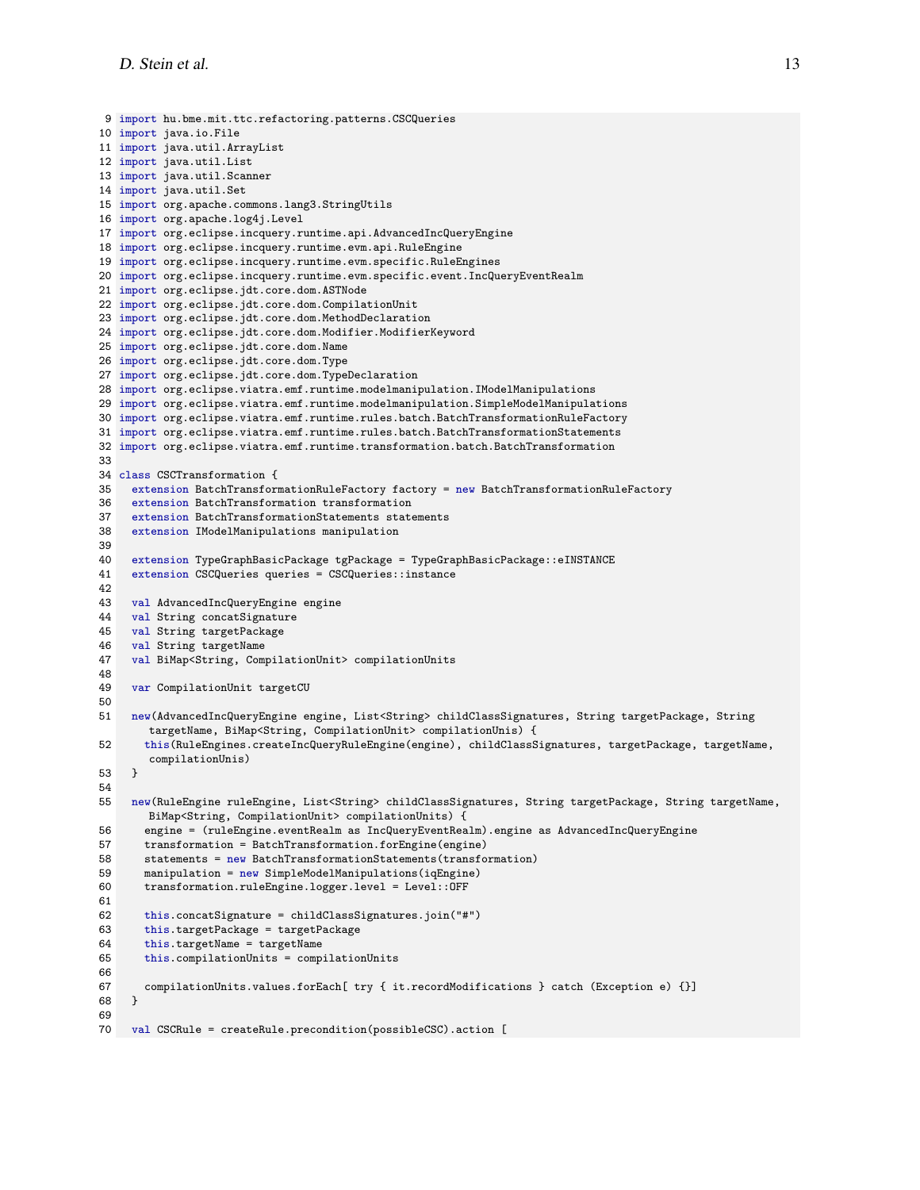```
9 import hu.bme.mit.ttc.refactoring.patterns.CSCQueries
10 import java.io.File
11 import java.util.ArrayList
12 import java.util.List
13 import java.util.Scanner
14 import java.util.Set
15 import org.apache.commons.lang3.StringUtils
16 import org.apache.log4j.Level
17 import org.eclipse.incquery.runtime.api.AdvancedIncQueryEngine
18 import org.eclipse.incquery.runtime.evm.api.RuleEngine
19 import org.eclipse.incquery.runtime.evm.specific.RuleEngines
20 import org.eclipse.incquery.runtime.evm.specific.event.IncQueryEventRealm
21 import org.eclipse.jdt.core.dom.ASTNode
22 import org.eclipse.jdt.core.dom.CompilationUnit
23 import org.eclipse.jdt.core.dom.MethodDeclaration
24 import org.eclipse.jdt.core.dom.Modifier.ModifierKeyword
25 import org.eclipse.jdt.core.dom.Name
26 import org.eclipse.jdt.core.dom.Type
27 import org.eclipse.jdt.core.dom.TypeDeclaration
28 import org.eclipse.viatra.emf.runtime.modelmanipulation.IModelManipulations
29 import org.eclipse.viatra.emf.runtime.modelmanipulation.SimpleModelManipulations
30 import org.eclipse.viatra.emf.runtime.rules.batch.BatchTransformationRuleFactory
31 import org.eclipse.viatra.emf.runtime.rules.batch.BatchTransformationStatements
32 import org.eclipse.viatra.emf.runtime.transformation.batch.BatchTransformation
33
34 class CSCTransformation {
35   extension BatchTransformationRuleFactory factory = new BatchTransformationRuleFactory
36   extension BatchTransformation transformation
37   extension BatchTransformationStatements statements
38   extension IModelManipulations manipulation
39
40   extension TypeGraphBasicPackage tgPackage = TypeGraphBasicPackage::eINSTANCE
41   extension CSCQueries queries = CSCQueries::instance
42
43   val AdvancedIncQueryEngine engine
44   val String concatSignature
45   val String targetPackage
46   val String targetName
47   val BiMap<String, CompilationUnit> compilationUnits
48
49   var CompilationUnit targetCU
50
51   new(AdvancedIncQueryEngine engine, List<String> childClassSignatures, String targetPackage, String
       targetName, BiMap<String, CompilationUnit> compilationUnis) {
52     this(RuleEngines.createIncQueryRuleEngine(engine), childClassSignatures, targetPackage, targetName,
       compilationUnis)
53   }
54
55   new(RuleEngine ruleEngine, List<String> childClassSignatures, String targetPackage, String targetName,
       BiMap<String, CompilationUnit> compilationUnits) {
56     engine = (ruleEngine.eventRealm as IncQueryEventRealm).engine as AdvancedIncQueryEngine
57     transformation = BatchTransformation.forEngine(engine)
58     statements = new BatchTransformationStatements(transformation)
59     manipulation = new SimpleModelManipulations(iqEngine)
60     transformation.ruleEngine.logger.level = Level::OFF
61
62     this.concatSignature = childClassSignatures.join("#")
63     this.targetPackage = targetPackage
64     this.targetName = targetName
65     this.compilationUnits = compilationUnits
66
67     compilationUnits.values.forEach[ try { it.recordModifications } catch (Exception e) {}]
68   }
69
70   val CSCRule = createRule.precondition(possibleCSC).action [
```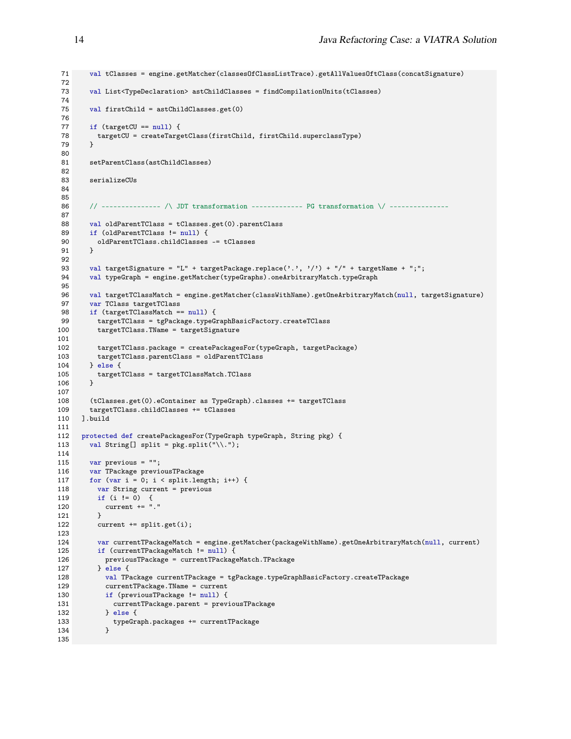```
71    val tClasses = engine.getMatcher(classesOfClassListTrace).getAllValuesOftClass(concatSignature)
72
73    val List<TypeDeclaration> astChildClasses = findCompilationUnits(tClasses)
74
75    val firstChild = astChildClasses.get(0)
76
77    if (targetCU == null) {
78      targetCU = createTargetClass(firstChild, firstChild.superclassType)
79    }
80
81    setParentClass(astChildClasses)
82
83    serializeCUs
84
85
86    // -------------- /\ JDT transformation ------------ PG transformation \/ --------------
87
88    val oldParentTClass = tClasses.get(0).parentClass
89    if (oldParentTClass != null) {
90      oldParentTClass.childClasses -= tClasses
91    }
92
93    val targetSignature = "L" + targetPackage.replace('.', '/') + "/" + targetName + ";";
94    val typeGraph = engine.getMatcher(typeGraphs).oneArbitraryMatch.typeGraph
95
96    val targetTClassMatch = engine.getMatcher(classWithName).getOneArbitraryMatch(null, targetSignature)
97    var TClass targetTClass
98    if (targetTClassMatch == null) {
99      targetTClass = tgPackage.typeGraphBasicFactory.createTClass
100     targetTClass.TName = targetSignature
101
102     targetTClass.package = createPackagesFor(typeGraph, targetPackage)
103     targetTClass.parentClass = oldParentTClass
104   } else {
105     targetTClass = targetTClassMatch.TClass
106   }
107
108   (tClasses.get(0).eContainer as TypeGraph).classes += targetTClass
109   targetTClass.childClasses += tClasses
110 ].build
111
112 protected def createPackagesFor(TypeGraph typeGraph, String pkg) {
113   val String[] split = pkg.split("\\.");
114
115   var previous = "";
116   var TPackage previousTPackage
117   for (var i = 0; i < split.length; i++) {
118     var String current = previous
119     if (i != 0)  {
120       current += "."
121     }
122     current += split.get(i);
123
124     var currentTPackageMatch = engine.getMatcher(packageWithName).getOneArbitraryMatch(null, current)
125     if (currentTPackageMatch != null) {
126       previousTPackage = currentTPackageMatch.TPackage
127     } else {
128       val TPackage currentTPackage = tgPackage.typeGraphBasicFactory.createTPackage
129       currentTPackage.TName = current
130       if (previousTPackage != null) {
131         currentTPackage.parent = previousTPackage
132       } else {
133         typeGraph.packages += currentTPackage
134       }
135
```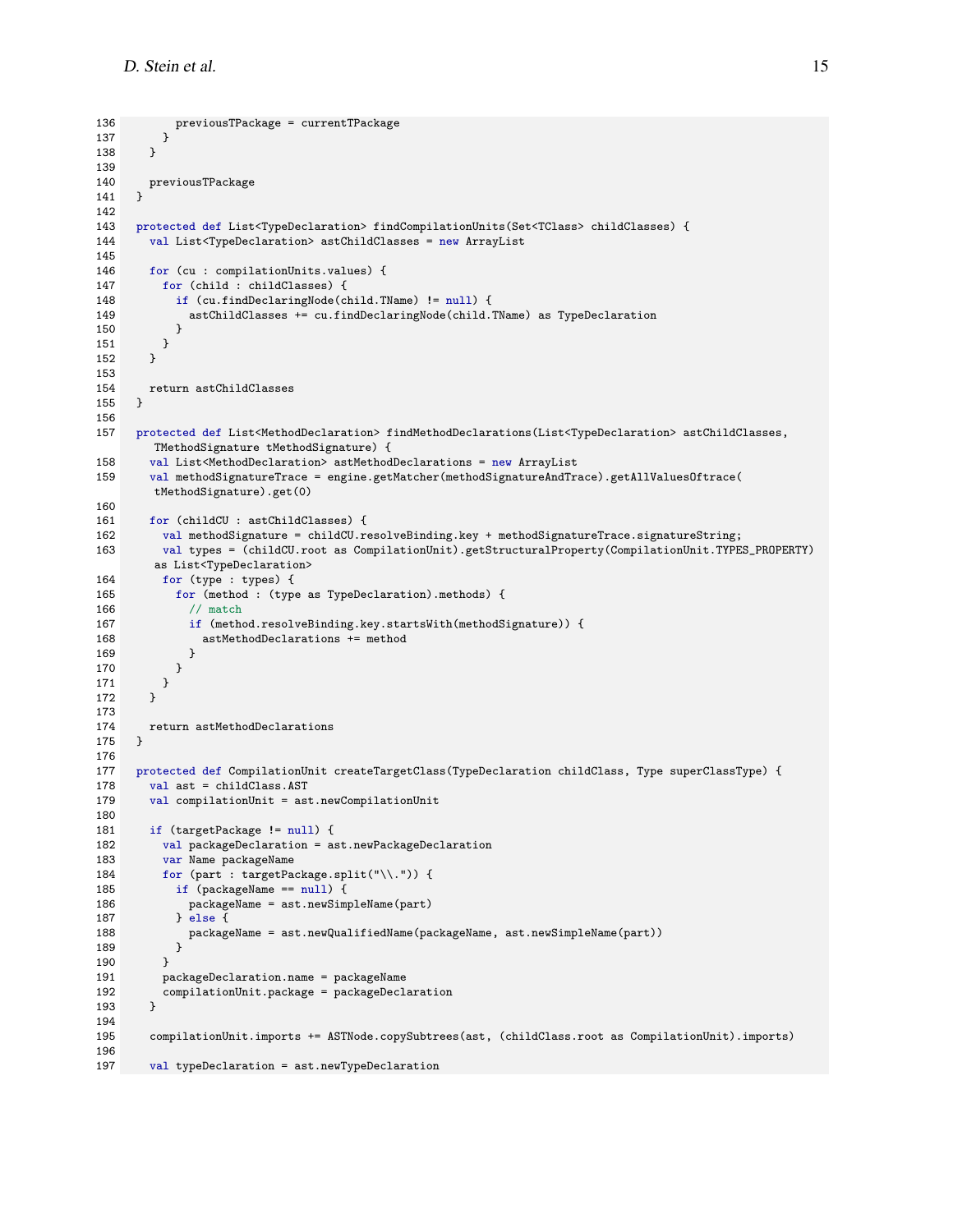```
136          previousTPackage = currentTPackage
137        }
138      }
139
140      previousTPackage
141    }
142
143    protected def List<TypeDeclaration> findCompilationUnits(Set<TClass> childClasses) {
144      val List<TypeDeclaration> astChildClasses = new ArrayList
145
146      for (cu : compilationUnits.values) {
147        for (child : childClasses) {
148          if (cu.findDeclaringNode(child.TName) != null) {
149            astChildClasses += cu.findDeclaringNode(child.TName) as TypeDeclaration
150          }
151        }
152      }
153
154      return astChildClasses
155    }
156
157    protected def List<MethodDeclaration> findMethodDeclarations(List<TypeDeclaration> astChildClasses,
         TMethodSignature tMethodSignature) {
158      val List<MethodDeclaration> astMethodDeclarations = new ArrayList
159      val methodSignatureTrace = engine.getMatcher(methodSignatureAndTrace).getAllValuesOftrace(
         tMethodSignature).get(0)
160
161      for (childCU : astChildClasses) {
162        val methodSignature = childCU.resolveBinding.key + methodSignatureTrace.signatureString;
163        val types = (childCU.root as CompilationUnit).getStructuralProperty(CompilationUnit.TYPES_PROPERTY)
         as List<TypeDeclaration>
164        for (type : types) {
165          for (method : (type as TypeDeclaration).methods) {
166            // match
167            if (method.resolveBinding.key.startsWith(methodSignature)) {
168              astMethodDeclarations += method
169            }
170          }
171        }
172      }
173
174      return astMethodDeclarations
175    }
176
177    protected def CompilationUnit createTargetClass(TypeDeclaration childClass, Type superClassType) {
178      val ast = childClass.AST
179      val compilationUnit = ast.newCompilationUnit
180
181      if (targetPackage != null) {
182        val packageDeclaration = ast.newPackageDeclaration
183        var Name packageName
184        for (part : targetPackage.split("\\.")) {
185          if (packageName == null) {
186            packageName = ast.newSimpleName(part)
187          } else {
188            packageName = ast.newQualifiedName(packageName, ast.newSimpleName(part))
189          }
190        }
191        packageDeclaration.name = packageName
192        compilationUnit.package = packageDeclaration
193      }
194
195      compilationUnit.imports += ASTNode.copySubtrees(ast, (childClass.root as CompilationUnit).imports)
196
197      val typeDeclaration = ast.newTypeDeclaration
```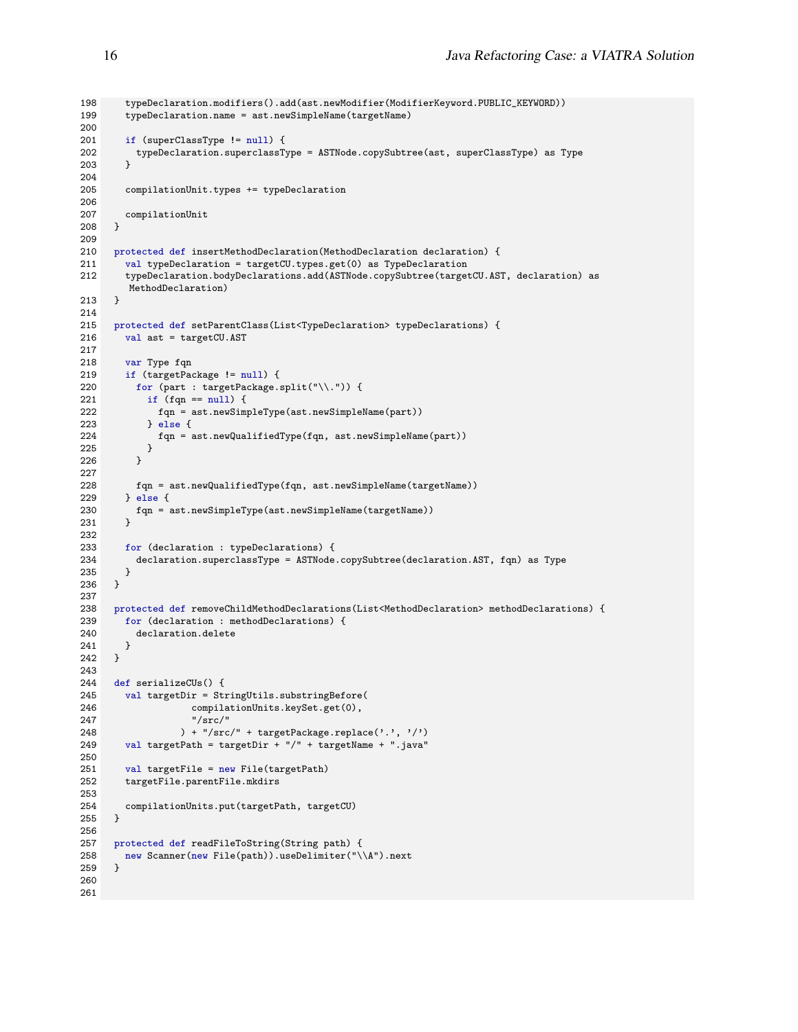```
198     typeDeclaration.modifiers().add(ast.newModifier(ModifierKeyword.PUBLIC_KEYWORD))
199     typeDeclaration.name = ast.newSimpleName(targetName)
200
201     if (superClassType != null) {
202       typeDeclaration.superclassType = ASTNode.copySubtree(ast, superClassType) as Type
203     }
204
205     compilationUnit.types += typeDeclaration
206
207     compilationUnit
208   }
209
210   protected def insertMethodDeclaration(MethodDeclaration declaration) {
211     val typeDeclaration = targetCU.types.get(0) as TypeDeclaration
212     typeDeclaration.bodyDeclarations.add(ASTNode.copySubtree(targetCU.AST, declaration) as
         MethodDeclaration)
213   }
214
215   protected def setParentClass(List<TypeDeclaration> typeDeclarations) {
216     val ast = targetCU.AST
217
218     var Type fqn
219     if (targetPackage != null) {
220       for (part : targetPackage.split("\\.")) {
221         if (fqn == null) {
222           fqn = ast.newSimpleType(ast.newSimpleName(part))
223         } else {
224           fqn = ast.newQualifiedType(fqn, ast.newSimpleName(part))
225         }
226       }
227
228       fqn = ast.newQualifiedType(fqn, ast.newSimpleName(targetName))
229     } else {
230       fqn = ast.newSimpleType(ast.newSimpleName(targetName))
231     }
232
233     for (declaration : typeDeclarations) {
234       declaration.superclassType = ASTNode.copySubtree(declaration.AST, fqn) as Type
235     }
236   }
237
238   protected def removeChildMethodDeclarations(List<MethodDeclaration> methodDeclarations) {
239     for (declaration : methodDeclarations) {
240       declaration.delete
241     }
242   }
243
244   def serializeCUs() {
245     val targetDir = StringUtils.substringBefore(
246                 compilationUnits.keySet.get(0),
247                 "/src/"
248               ) + "/src/" + targetPackage.replace('.', '/')
249     val targetPath = targetDir + "/" + targetName + ".java"
250
251     val targetFile = new File(targetPath)
252     targetFile.parentFile.mkdirs
253
254     compilationUnits.put(targetPath, targetCU)
255   }
256
257   protected def readFileToString(String path) {
258     new Scanner(new File(path)).useDelimiter("\\A").next
259   }
260
261
```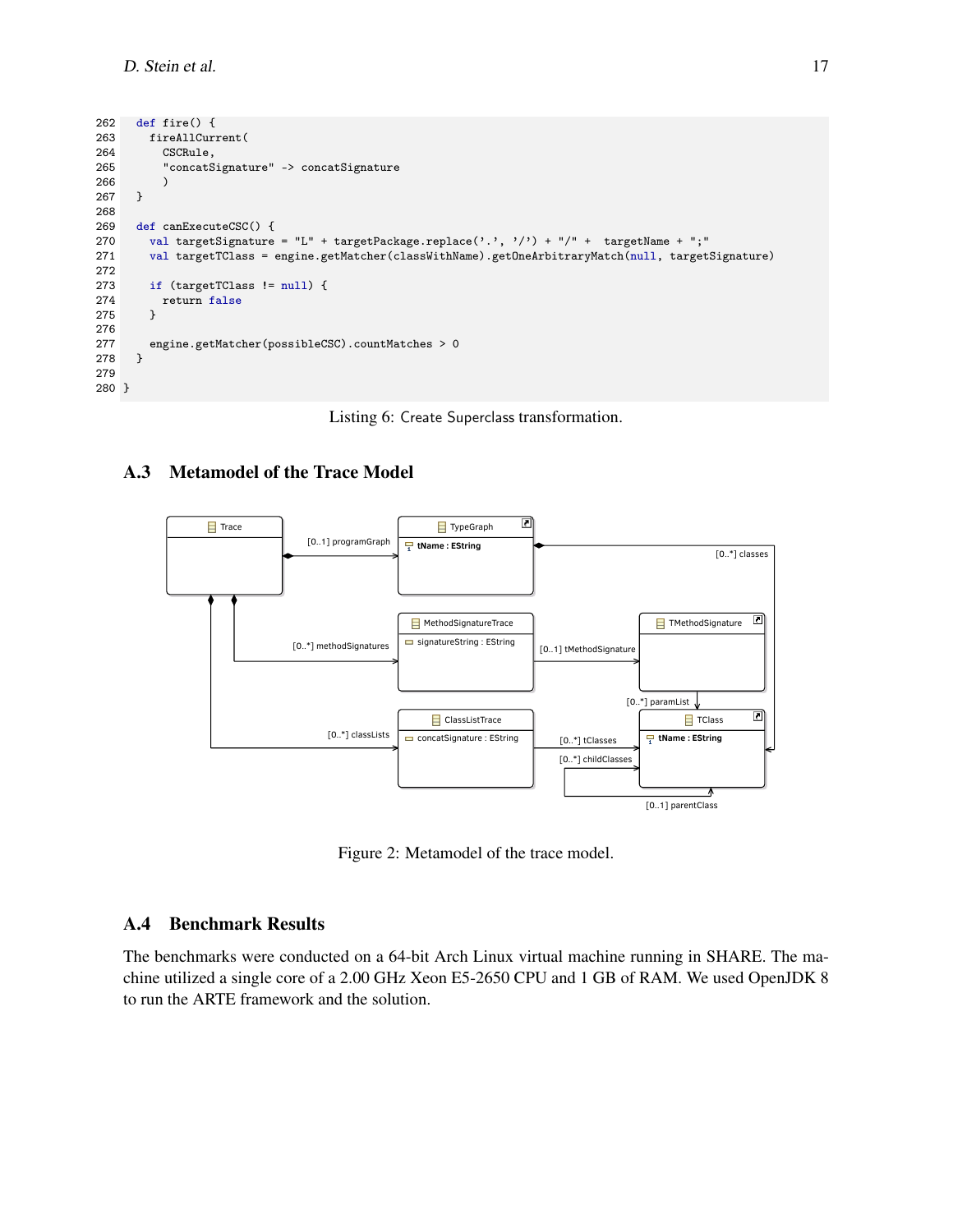```
262   def fire() {
263     fireAllCurrent(
264       CSCRule,
265       "concatSignature" -> concatSignature
266       )
267   }
268 
269   def canExecuteCSC() {
270     val targetSignature = "L" + targetPackage.replace('.', '/') + "/" +  targetName + ";"
271     val targetTClass = engine.getMatcher(classWithName).getOneArbitraryMatch(null, targetSignature)
272 
273     if (targetTClass != null) {
274       return false
275     }
276 
277     engine.getMatcher(possibleCSC).countMatches > 0
278   }
279 
280 }
```

Listing 6: Create Superclass transformation.

## A.3 Metamodel of the Trace Model

Figure 2: Metamodel of the trace model.

## A.4 Benchmark Results

The benchmarks were conducted on a 64-bit Arch Linux virtual machine running in SHARE. The machine utilized a single core of a 2.00 GHz Xeon E5-2650 CPU and 1 GB of RAM. We used OpenJDK 8 to run the ARTE framework and the solution.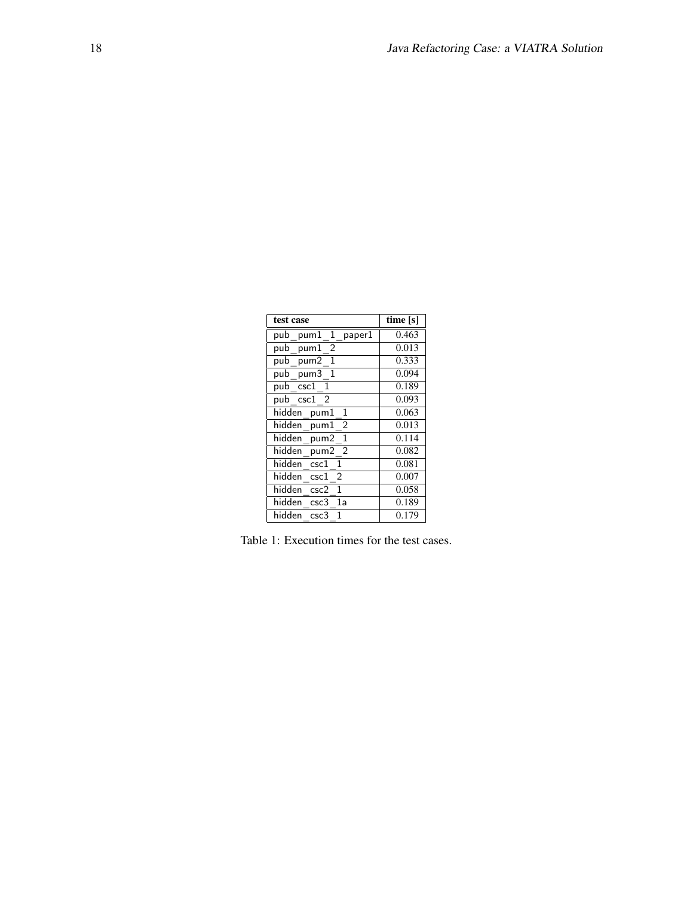| **test case** | **time [s]** |
|---|---|
| pub_pum1_1_paper1 | 0.463 |
| pub_pum1_2 | 0.013 |
| pub_pum2_1 | 0.333 |
| pub_pum3_1 | 0.094 |
| pub_csc1_1 | 0.189 |
| pub_csc1_2 | 0.093 |
| hidden_pum1_1 | 0.063 |
| hidden_pum1_2 | 0.013 |
| hidden_pum2_1 | 0.114 |
| hidden_pum2_2 | 0.082 |
| hidden_csc1_1 | 0.081 |
| hidden_csc1_2 | 0.007 |
| hidden_csc2_1 | 0.058 |
| hidden_csc3_1a | 0.189 |
| hidden_csc3_1 | 0.179 |

Table 1: Execution times for the test cases.